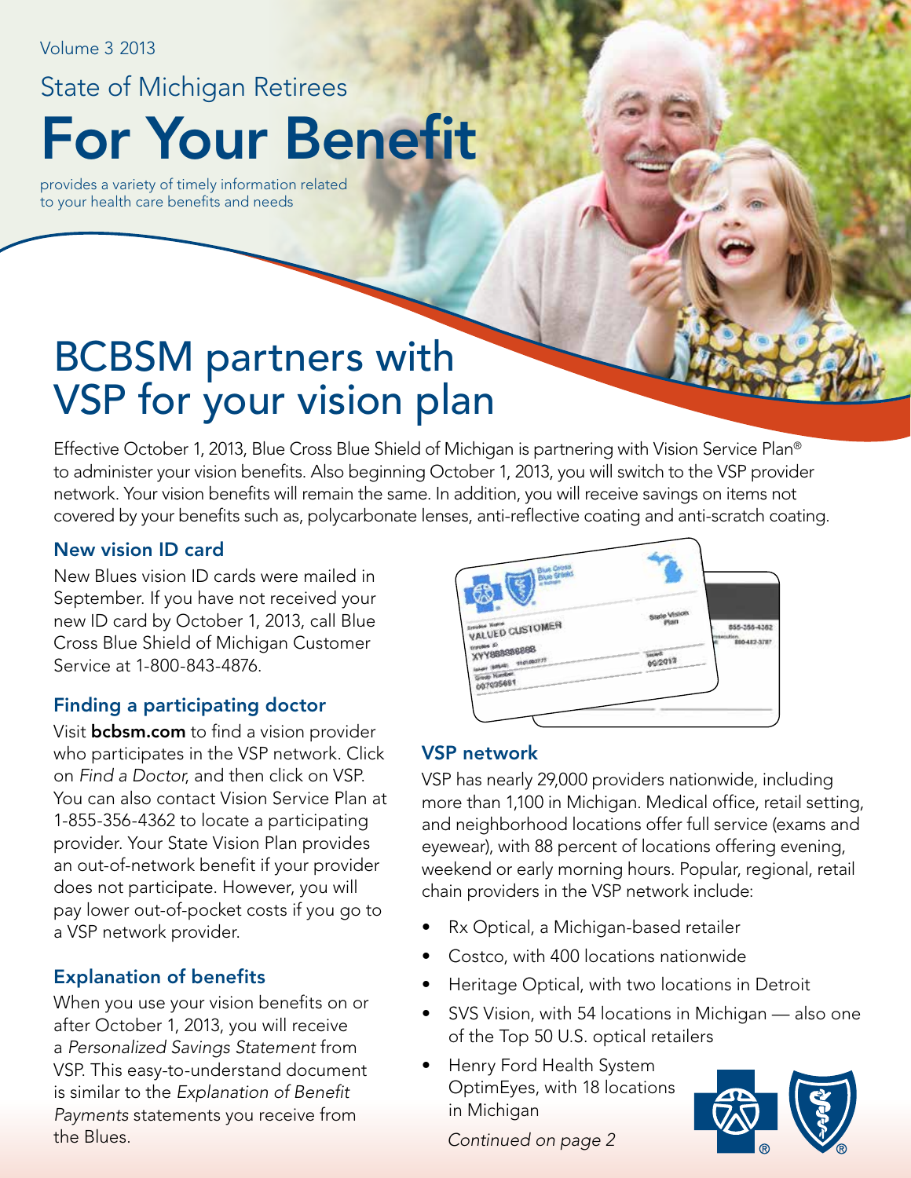Volume 3 2013

State of Michigan Retirees

# For Your Benefit

provides a variety of timely information related to your health care benefits and needs

## BCBSM partners with VSP for your vision plan

Effective October 1, 2013, Blue Cross Blue Shield of Michigan is partnering with Vision Service Plan® to administer your vision benefits. Also beginning October 1, 2013, you will switch to the VSP provider network. Your vision benefits will remain the same. In addition, you will receive savings on items not covered by your benefits such as, polycarbonate lenses, anti-reflective coating and anti-scratch coating.

### New vision ID card

New Blues vision ID cards were mailed in September. If you have not received your new ID card by October 1, 2013, call Blue Cross Blue Shield of Michigan Customer Service at 1-800-843-4876.

### Finding a participating doctor

Visit **bcbsm.com** to find a vision provider who participates in the VSP network. Click on *Find a Doctor*, and then click on VSP. You can also contact Vision Service Plan at 1-855-356-4362 to locate a participating provider. Your State Vision Plan provides an out-of-network benefit if your provider does not participate. However, you will pay lower out-of-pocket costs if you go to a VSP network provider.

### Explanation of benefits

When you use your vision benefits on or after October 1, 2013, you will receive a *Personalized Savings Statement* from VSP. This easy-to-understand document is similar to the *Explanation of Benefit Payments* statements you receive from the Blues.

### VSP network

VSP has nearly 29,000 providers nationwide, including more than 1,100 in Michigan. Medical office, retail setting, and neighborhood locations offer full service (exams and eyewear), with 88 percent of locations offering evening, weekend or early morning hours. Popular, regional, retail chain providers in the VSP network include:

- Rx Optical, a Michigan-based retailer
- Costco, with 400 locations nationwide
- Heritage Optical, with two locations in Detroit
- SVS Vision, with 54 locations in Michigan — also one of the Top 50 U.S. optical retailers
- Henry Ford Health System OptimEyes, with 18 locations in Michigan

*Continued on page 2*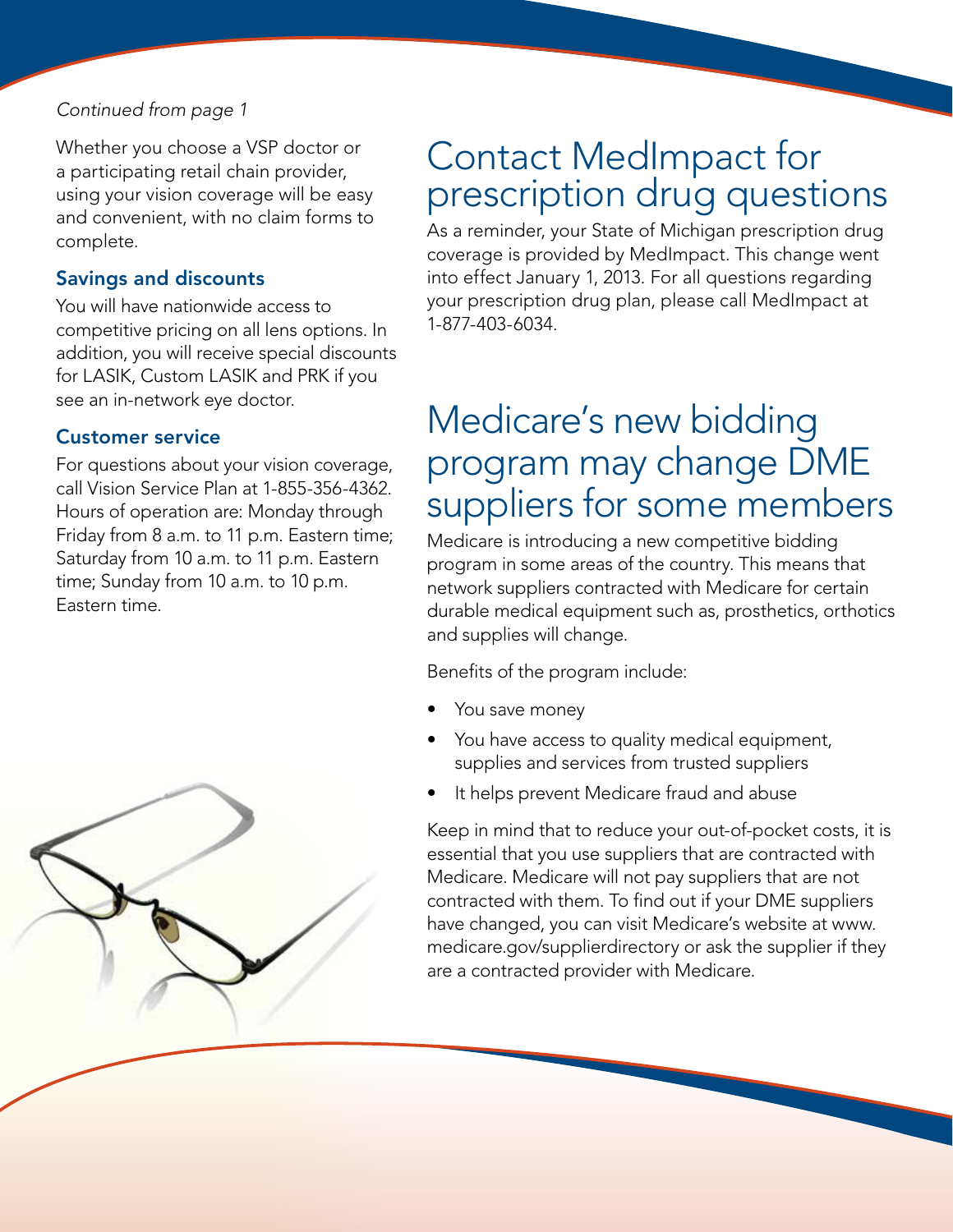*Continued from page 1*

Whether you choose a VSP doctor or a participating retail chain provider, using your vision coverage will be easy and convenient, with no claim forms to complete.

### Savings and discounts

You will have nationwide access to competitive pricing on all lens options. In addition, you will receive special discounts for LASIK, Custom LASIK and PRK if you see an in-network eye doctor.

### Customer service

For questions about your vision coverage, call Vision Service Plan at 1-855-356-4362. Hours of operation are: Monday through Friday from 8 a.m. to 11 p.m. Eastern time; Saturday from 10 a.m. to 11 p.m. Eastern time; Sunday from 10 a.m. to 10 p.m. Eastern time.

## Contact MedImpact for prescription drug questions

As a reminder, your State of Michigan prescription drug coverage is provided by MedImpact. This change went into effect January 1, 2013. For all questions regarding your prescription drug plan, please call MedImpact at 1-877-403-6034.

## Medicare's new bidding program may change DME suppliers for some members

Medicare is introducing a new competitive bidding program in some areas of the country. This means that network suppliers contracted with Medicare for certain durable medical equipment such as, prosthetics, orthotics and supplies will change.

Benefits of the program include:

- You save money
- You have access to quality medical equipment, supplies and services from trusted suppliers
- It helps prevent Medicare fraud and abuse

Keep in mind that to reduce your out-of-pocket costs, it is essential that you use suppliers that are contracted with Medicare. Medicare will not pay suppliers that are not contracted with them. To find out if your DME suppliers have changed, you can visit Medicare's website at www.medicare.gov/supplierdirectory or ask the supplier if they are a contracted provider with Medicare.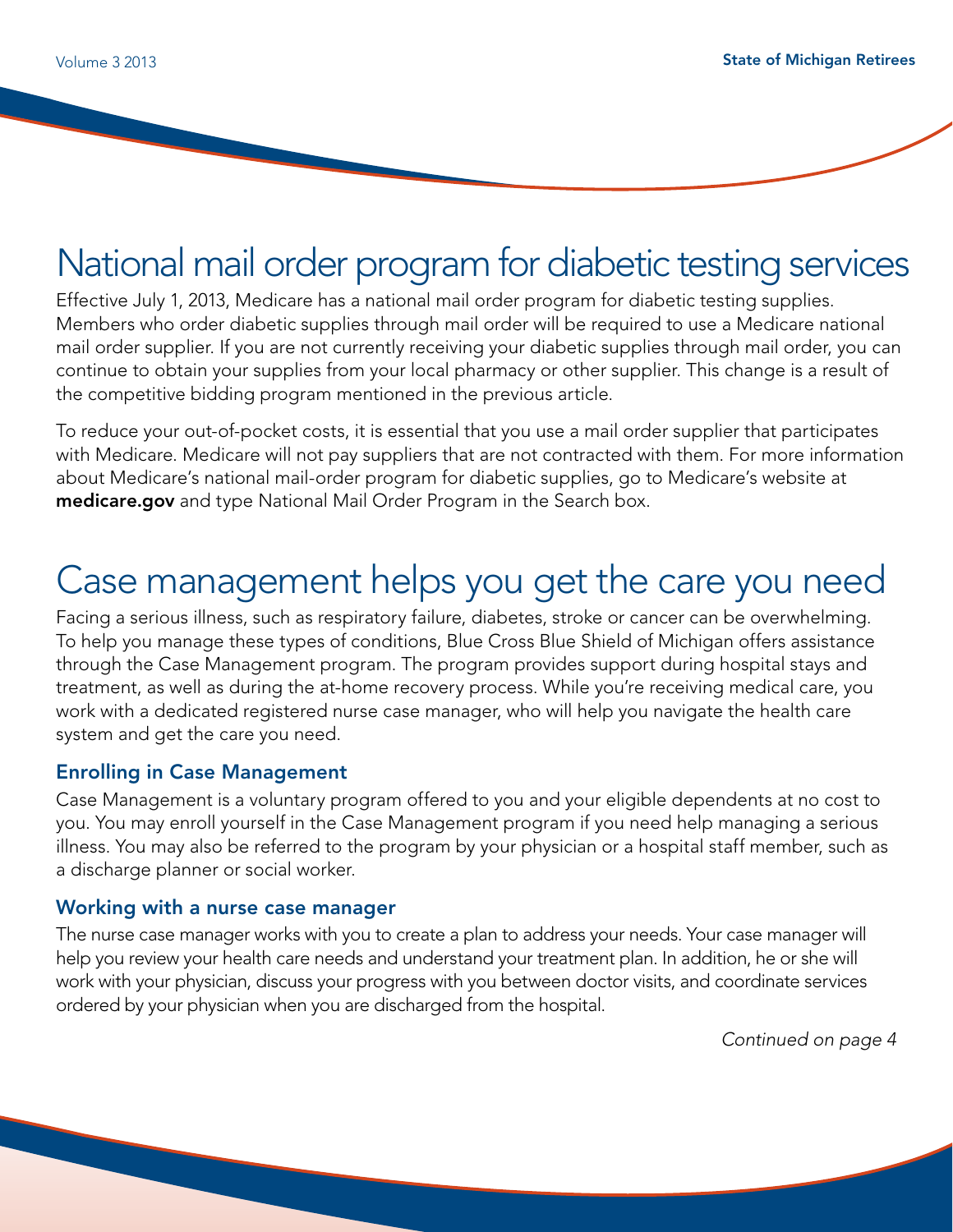# National mail order program for diabetic testing services

Effective July 1, 2013, Medicare has a national mail order program for diabetic testing supplies. Members who order diabetic supplies through mail order will be required to use a Medicare national mail order supplier. If you are not currently receiving your diabetic supplies through mail order, you can continue to obtain your supplies from your local pharmacy or other supplier. This change is a result of the competitive bidding program mentioned in the previous article.

To reduce your out-of-pocket costs, it is essential that you use a mail order supplier that participates with Medicare. Medicare will not pay suppliers that are not contracted with them. For more information about Medicare's national mail-order program for diabetic supplies, go to Medicare's website at **medicare.gov** and type National Mail Order Program in the Search box.

# Case management helps you get the care you need

Facing a serious illness, such as respiratory failure, diabetes, stroke or cancer can be overwhelming. To help you manage these types of conditions, Blue Cross Blue Shield of Michigan offers assistance through the Case Management program. The program provides support during hospital stays and treatment, as well as during the at-home recovery process. While you're receiving medical care, you work with a dedicated registered nurse case manager, who will help you navigate the health care system and get the care you need.

### Enrolling in Case Management

Case Management is a voluntary program offered to you and your eligible dependents at no cost to you. You may enroll yourself in the Case Management program if you need help managing a serious illness. You may also be referred to the program by your physician or a hospital staff member, such as a discharge planner or social worker.

### Working with a nurse case manager

The nurse case manager works with you to create a plan to address your needs. Your case manager will help you review your health care needs and understand your treatment plan. In addition, he or she will work with your physician, discuss your progress with you between doctor visits, and coordinate services ordered by your physician when you are discharged from the hospital.

*Continued on page 4*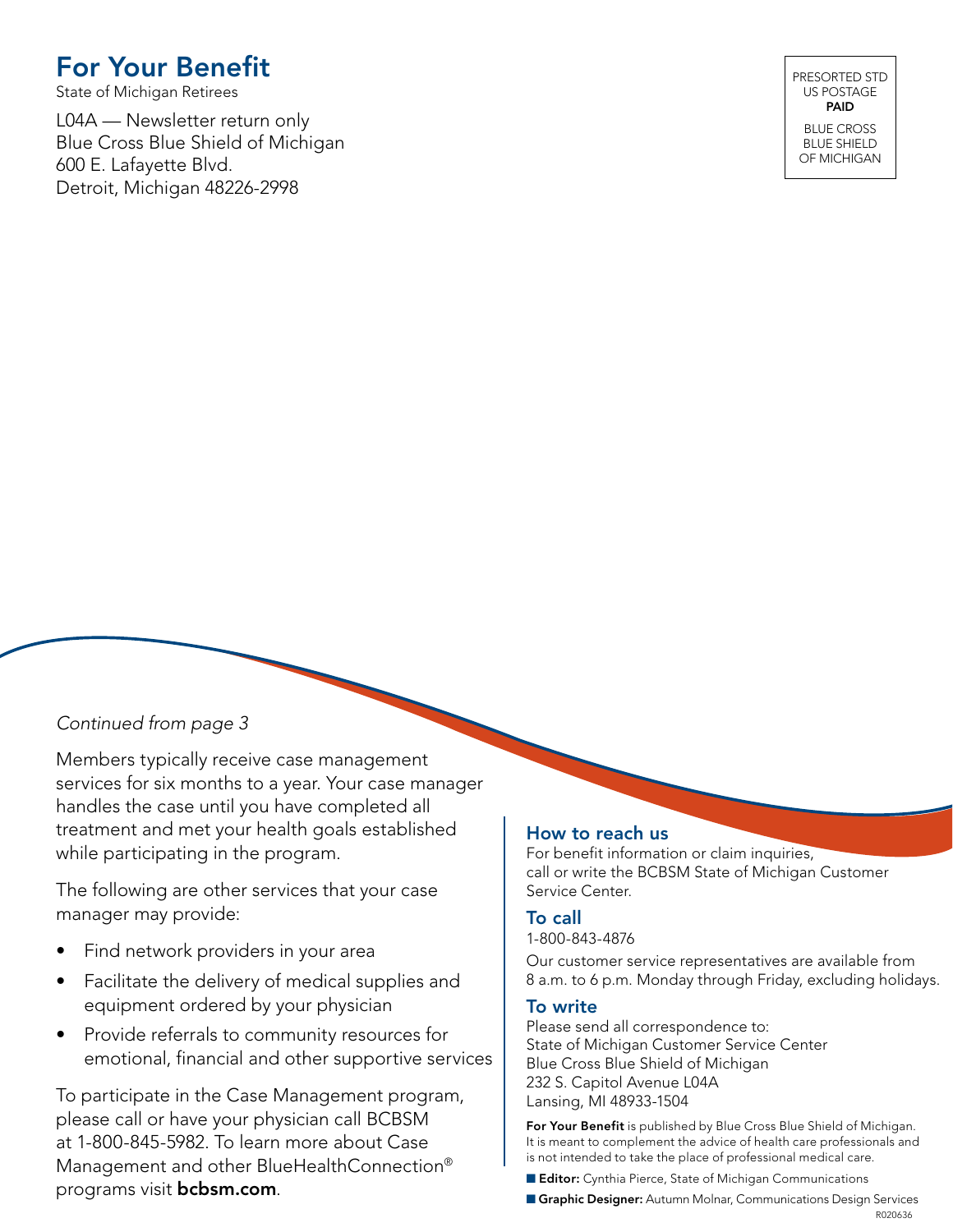# For Your Benefit

State of Michigan Retirees

L04A — Newsletter return only
Blue Cross Blue Shield of Michigan
600 E. Lafayette Blvd.
Detroit, Michigan 48226-2998

PRESORTED STD
US POSTAGE
**PAID**
BLUE CROSS
BLUE SHIELD
OF MICHIGAN

*Continued from page 3*

Members typically receive case management services for six months to a year. Your case manager handles the case until you have completed all treatment and met your health goals established while participating in the program.

The following are other services that your case manager may provide:

- Find network providers in your area
- Facilitate the delivery of medical supplies and equipment ordered by your physician
- Provide referrals to community resources for emotional, financial and other supportive services

To participate in the Case Management program, please call or have your physician call BCBSM at 1-800-845-5982. To learn more about Case Management and other BlueHealthConnection® programs visit **bcbsm.com**.

## How to reach us

For benefit information or claim inquiries, call or write the BCBSM State of Michigan Customer Service Center.

## To call

1-800-843-4876

Our customer service representatives are available from 8 a.m. to 6 p.m. Monday through Friday, excluding holidays.

## To write

Please send all correspondence to:
State of Michigan Customer Service Center
Blue Cross Blue Shield of Michigan
232 S. Capitol Avenue L04A
Lansing, MI 48933-1504

**For Your Benefit** is published by Blue Cross Blue Shield of Michigan. It is meant to complement the advice of health care professionals and is not intended to take the place of professional medical care.

- **Editor:** Cynthia Pierce, State of Michigan Communications
- **Graphic Designer:** Autumn Molnar, Communications Design Services

R020636